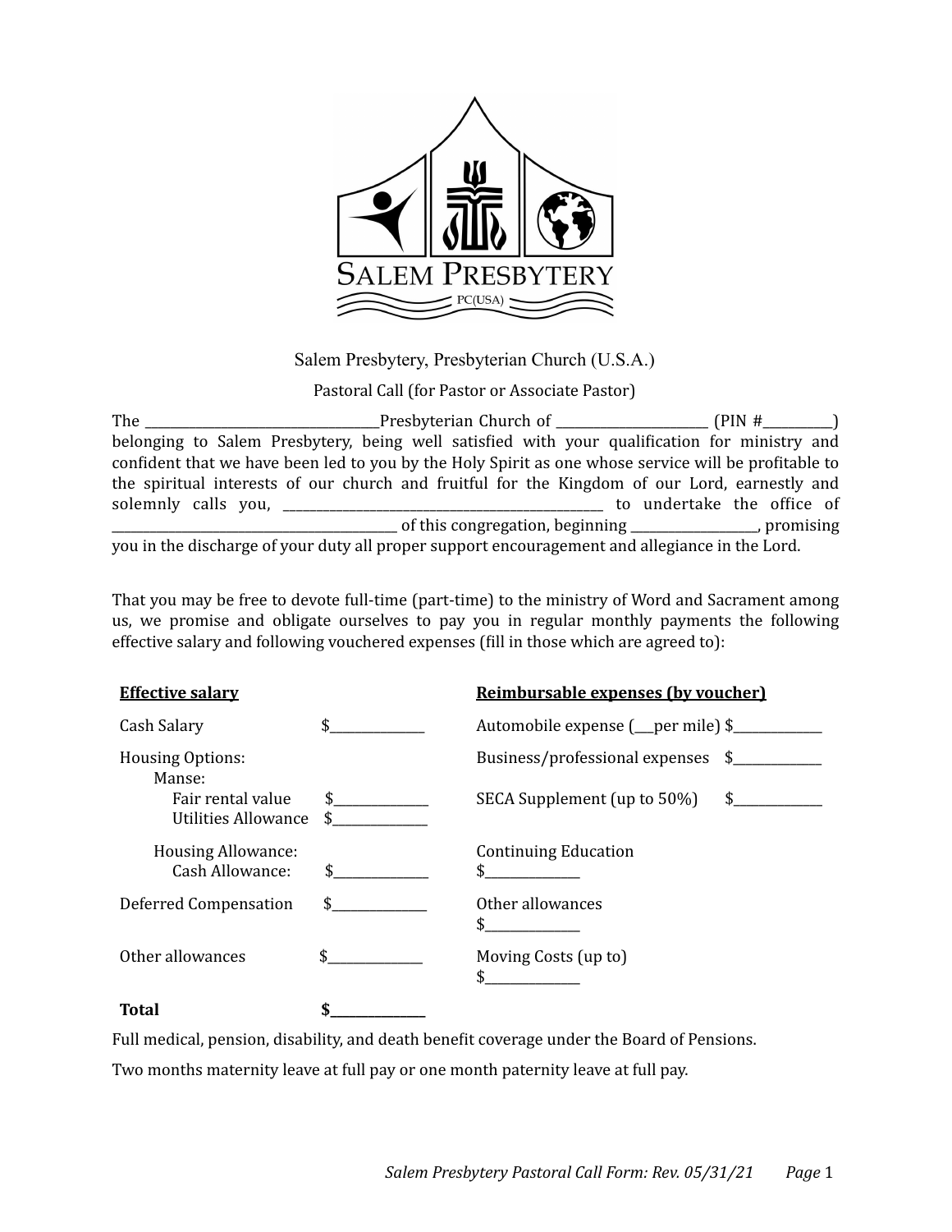Salem Presbytery, Presbyterian Church (U.S.A.)

Pastoral Call (for Pastor or Associate Pastor)

The ___________________________________Presbyterian Church of _______________________ (PIN #__________) belonging to Salem Presbytery, being well satisfied with your qualification for ministry and confident that we have been led to you by the Holy Spirit as one whose service will be profitable to the spiritual interests of our church and fruitful for the Kingdom of our Lord, earnestly and solemnly calls you, __________________________________________________ to undertake the office of _____________________________________________ of this congregation, beginning ___________________, promising you in the discharge of your duty all proper support encouragement and allegiance in the Lord.

That you may be free to devote full-time (part-time) to the ministry of Word and Sacrament among us, we promise and obligate ourselves to pay you in regular monthly payments the following effective salary and following vouchered expenses (fill in those which are agreed to):

| **Effective salary** | | **Reimbursable expenses (by voucher)** | |
|---|---|---|---|
| Cash Salary | $______________ | Automobile expense (___per mile) | $_____________ |
| Housing Options: | | Business/professional expenses | $_____________ |
| Manse: | | | |
| Fair rental value | $______________ | SECA Supplement (up to 50%) | $_____________ |
| Utilities Allowance | $______________ | | |
| Housing Allowance: | | Continuing Education | |
| Cash Allowance: | $______________ | | $______________ |
| Deferred Compensation | $______________ | Other allowances | |
| | | | $______________ |
| Other allowances | $______________ | Moving Costs (up to) | |
| | | | $______________ |
| **Total** | **$______________** | | |

Full medical, pension, disability, and death benefit coverage under the Board of Pensions.

Two months maternity leave at full pay or one month paternity leave at full pay.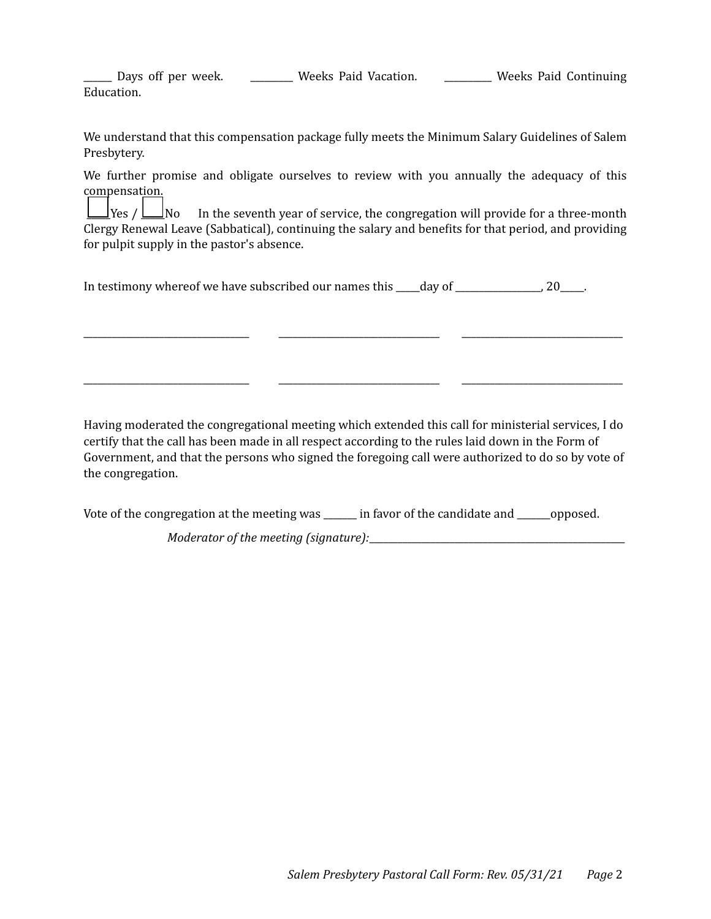______ Days off per week. _________ Weeks Paid Vacation. __________ Weeks Paid Continuing Education.

We understand that this compensation package fully meets the Minimum Salary Guidelines of Salem Presbytery.

We further promise and obligate ourselves to review with you annually the adequacy of this compensation.

☐ Yes / ☐ No In the seventh year of service, the congregation will provide for a three-month Clergy Renewal Leave (Sabbatical), continuing the salary and benefits for that period, and providing for pulpit supply in the pastor's absence.

In testimony whereof we have subscribed our names this _____day of _________________, 20_____.

_________________________________ _________________________________ _________________________________

_________________________________ _________________________________ _________________________________

Having moderated the congregational meeting which extended this call for ministerial services, I do certify that the call has been made in all respect according to the rules laid down in the Form of Government, and that the persons who signed the foregoing call were authorized to do so by vote of the congregation.

Vote of the congregation at the meeting was _______ in favor of the candidate and _______opposed.

*Moderator of the meeting (signature):*_____________________________________________________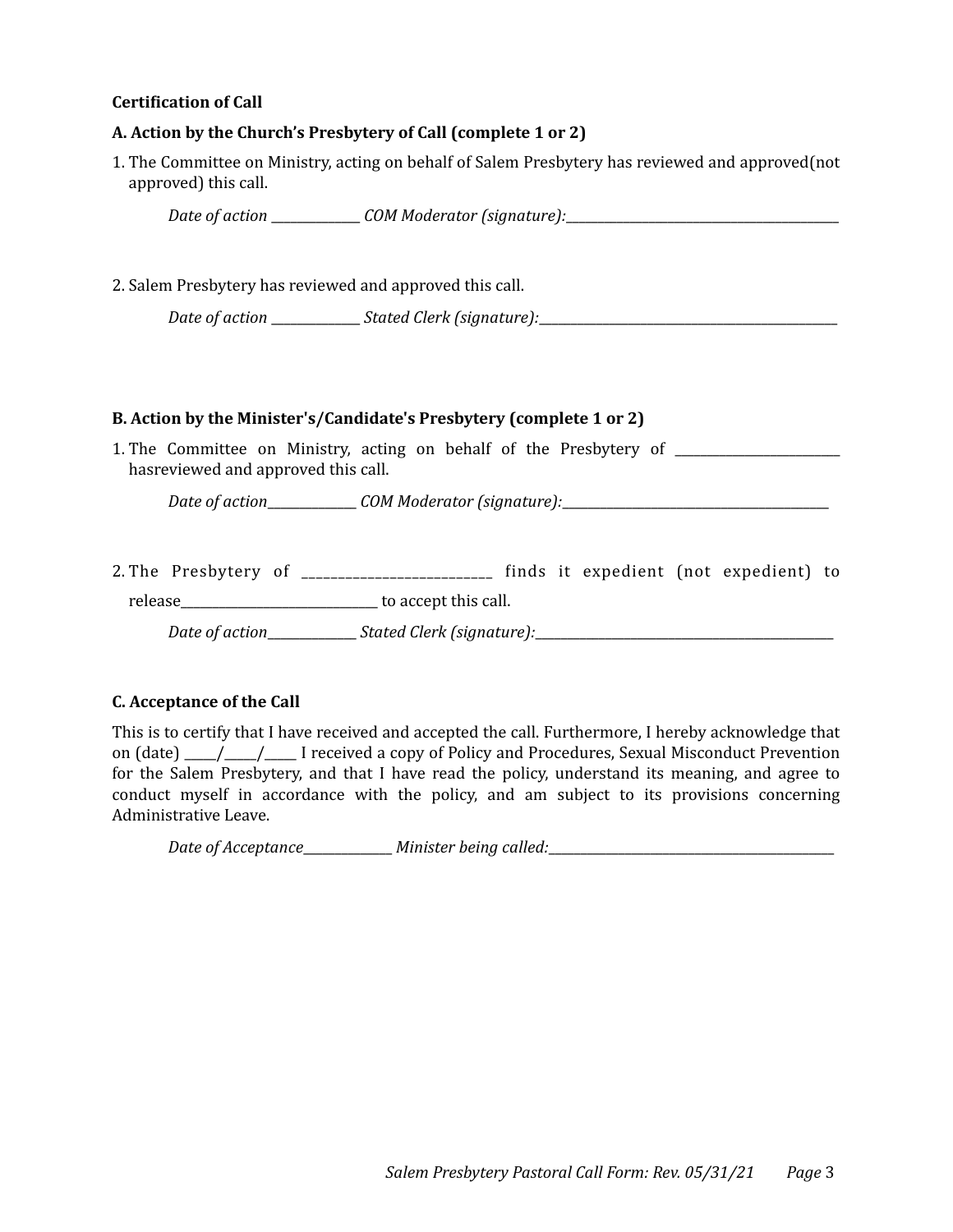**Certification of Call**

**A. Action by the Church's Presbytery of Call (complete 1 or 2)**

1. The Committee on Ministry, acting on behalf of Salem Presbytery has reviewed and approved(not approved) this call.

   *Date of action* _____________ *COM Moderator (signature):*_________________________________________

2. Salem Presbytery has reviewed and approved this call.

   *Date of action* _____________ *Stated Clerk (signature):*____________________________________________

**B. Action by the Minister's/Candidate's Presbytery (complete 1 or 2)**

1. The Committee on Ministry, acting on behalf of the Presbytery of ________________________ hasreviewed and approved this call.

   *Date of action*_____________ *COM Moderator (signature):*________________________________________

2. The Presbytery of ___________________________ finds it expedient (not expedient) to release_____________________________ to accept this call.

   *Date of action*_____________ *Stated Clerk (signature):*_____________________________________________

**C. Acceptance of the Call**

This is to certify that I have received and accepted the call. Furthermore, I hereby acknowledge that on (date) _____/_____/_____ I received a copy of Policy and Procedures, Sexual Misconduct Prevention for the Salem Presbytery, and that I have read the policy, understand its meaning, and agree to conduct myself in accordance with the policy, and am subject to its provisions concerning Administrative Leave.

*Date of Acceptance*_____________ *Minister being called:*___________________________________________